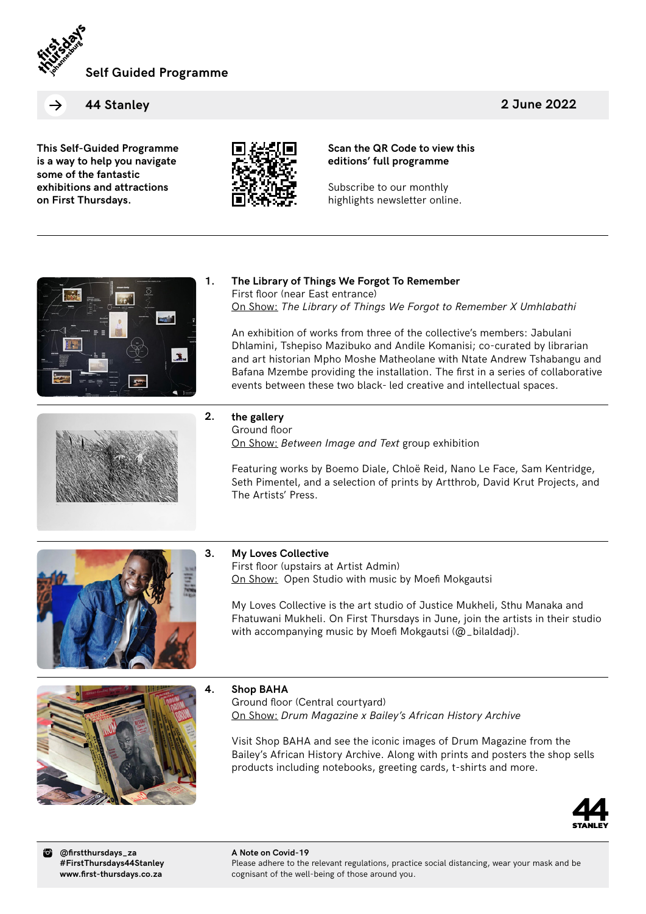# Self Guided Programme

## 44 Stanley — 2 June 2022

**This Self-Guided Programme is a way to help you navigate some of the fantastic exhibitions and attractions on First Thursdays.**

**Scan the QR Code to view this editions' full programme**

Subscribe to our monthly highlights newsletter online.

---

### 1. The Library of Things We Forgot To Remember

First floor (near East entrance)
On Show: *The Library of Things We Forgot to Remember X Umhlabathi*

An exhibition of works from three of the collective's members: Jabulani Dhlamini, Tshepiso Mazibuko and Andile Komanisi; co-curated by librarian and art historian Mpho Moshe Matheolane with Ntate Andrew Tshabangu and Bafana Mzembe providing the installation. The first in a series of collaborative events between these two black- led creative and intellectual spaces.

---

### 2. the gallery

Ground floor
On Show: *Between Image and Text* group exhibition

Featuring works by Boemo Diale, Chloë Reid, Nano Le Face, Sam Kentridge, Seth Pimentel, and a selection of prints by Artthrob, David Krut Projects, and The Artists' Press.

---

### 3. My Loves Collective

First floor (upstairs at Artist Admin)
On Show: Open Studio with music by Moefi Mokgautsi

My Loves Collective is the art studio of Justice Mukheli, Sthu Manaka and Fhatuwani Mukheli. On First Thursdays in June, join the artists in their studio with accompanying music by Moefi Mokgautsi (@_bilaldadj).

---

### 4. Shop BAHA

Ground floor (Central courtyard)
On Show: *Drum Magazine x Bailey's African History Archive*

Visit Shop BAHA and see the iconic images of Drum Magazine from the Bailey's African History Archive. Along with prints and posters the shop sells products including notebooks, greeting cards, t-shirts and more.

---

**@firstthursdays_za**
**#FirstThursdays44Stanley**
**www.first-thursdays.co.za**

**A Note on Covid-19**
Please adhere to the relevant regulations, practice social distancing, wear your mask and be cognisant of the well-being of those around you.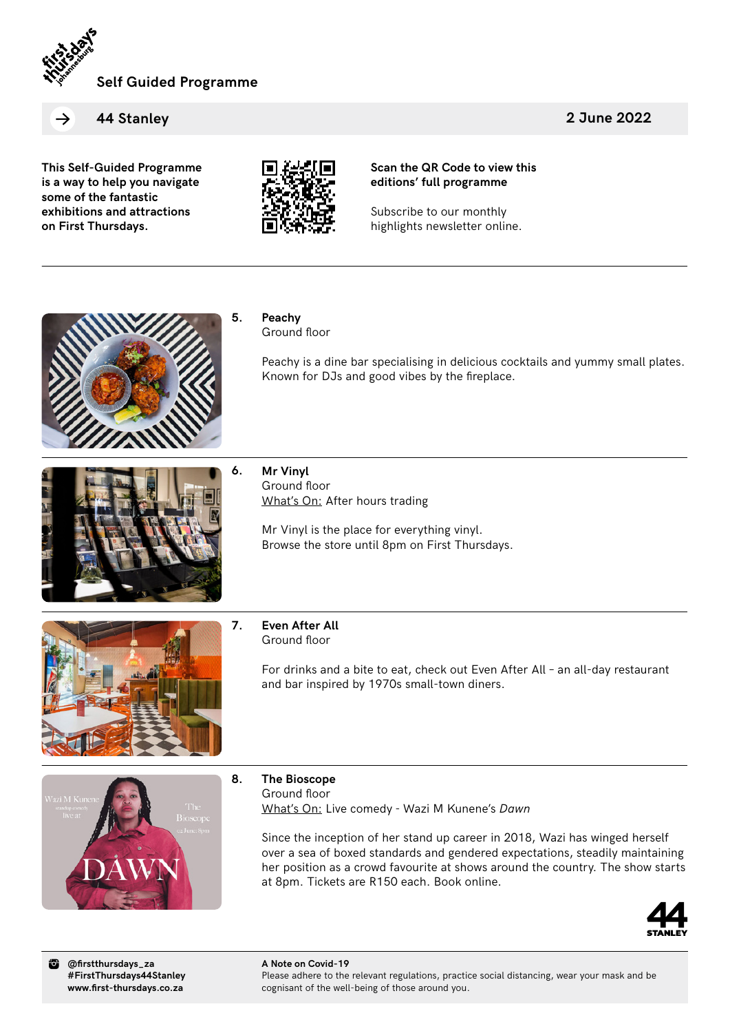Self Guided Programme

## 44 Stanley

**2 June 2022**

**This Self-Guided Programme is a way to help you navigate some of the fantastic exhibitions and attractions on First Thursdays.**

**Scan the QR Code to view this editions' full programme**

Subscribe to our monthly highlights newsletter online.

---

**5. Peachy**
Ground floor

Peachy is a dine bar specialising in delicious cocktails and yummy small plates. Known for DJs and good vibes by the fireplace.

---

**6. Mr Vinyl**
Ground floor
What's On: After hours trading

Mr Vinyl is the place for everything vinyl.
Browse the store until 8pm on First Thursdays.

---

**7. Even After All**
Ground floor

For drinks and a bite to eat, check out Even After All – an all-day restaurant and bar inspired by 1970s small-town diners.

---

**8. The Bioscope**
Ground floor
What's On: Live comedy - Wazi M Kunene's *Dawn*

Since the inception of her stand up career in 2018, Wazi has winged herself over a sea of boxed standards and gendered expectations, steadily maintaining her position as a crowd favourite at shows around the country. The show starts at 8pm. Tickets are R150 each. Book online.

---

**@firstthursdays_za**
**#FirstThursdays44Stanley**
**www.first-thursdays.co.za**

**A Note on Covid-19**
Please adhere to the relevant regulations, practice social distancing, wear your mask and be cognisant of the well-being of those around you.